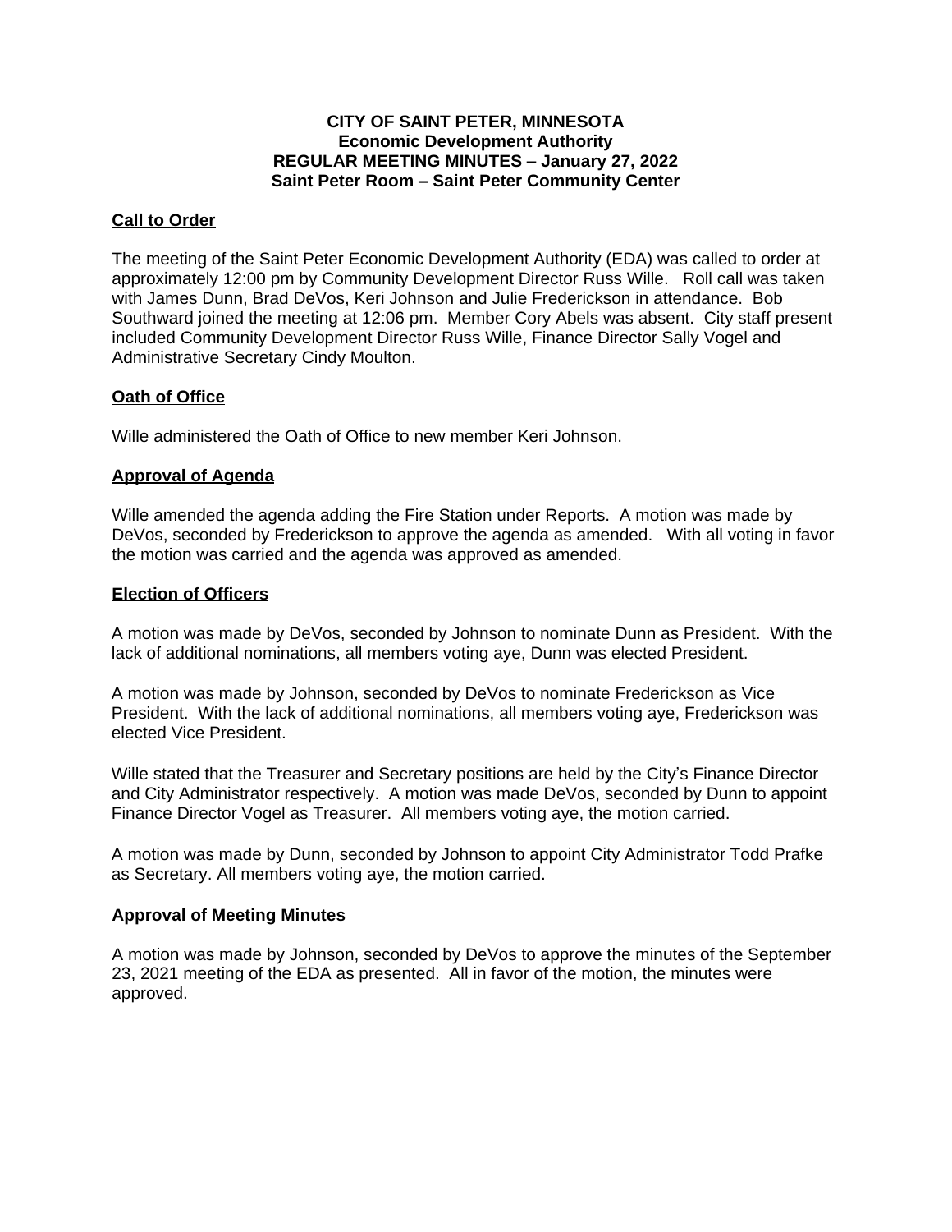# CITY OF SAINT PETER, MINNESOTA
## Economic Development Authority
## REGULAR MEETING MINUTES – January 27, 2022
## Saint Peter Room – Saint Peter Community Center

### Call to Order

The meeting of the Saint Peter Economic Development Authority (EDA) was called to order at approximately 12:00 pm by Community Development Director Russ Wille. Roll call was taken with James Dunn, Brad DeVos, Keri Johnson and Julie Frederickson in attendance. Bob Southward joined the meeting at 12:06 pm. Member Cory Abels was absent. City staff present included Community Development Director Russ Wille, Finance Director Sally Vogel and Administrative Secretary Cindy Moulton.

### Oath of Office

Wille administered the Oath of Office to new member Keri Johnson.

### Approval of Agenda

Wille amended the agenda adding the Fire Station under Reports. A motion was made by DeVos, seconded by Frederickson to approve the agenda as amended. With all voting in favor the motion was carried and the agenda was approved as amended.

### Election of Officers

A motion was made by DeVos, seconded by Johnson to nominate Dunn as President. With the lack of additional nominations, all members voting aye, Dunn was elected President.

A motion was made by Johnson, seconded by DeVos to nominate Frederickson as Vice President. With the lack of additional nominations, all members voting aye, Frederickson was elected Vice President.

Wille stated that the Treasurer and Secretary positions are held by the City's Finance Director and City Administrator respectively. A motion was made DeVos, seconded by Dunn to appoint Finance Director Vogel as Treasurer. All members voting aye, the motion carried.

A motion was made by Dunn, seconded by Johnson to appoint City Administrator Todd Prafke as Secretary. All members voting aye, the motion carried.

### Approval of Meeting Minutes

A motion was made by Johnson, seconded by DeVos to approve the minutes of the September 23, 2021 meeting of the EDA as presented. All in favor of the motion, the minutes were approved.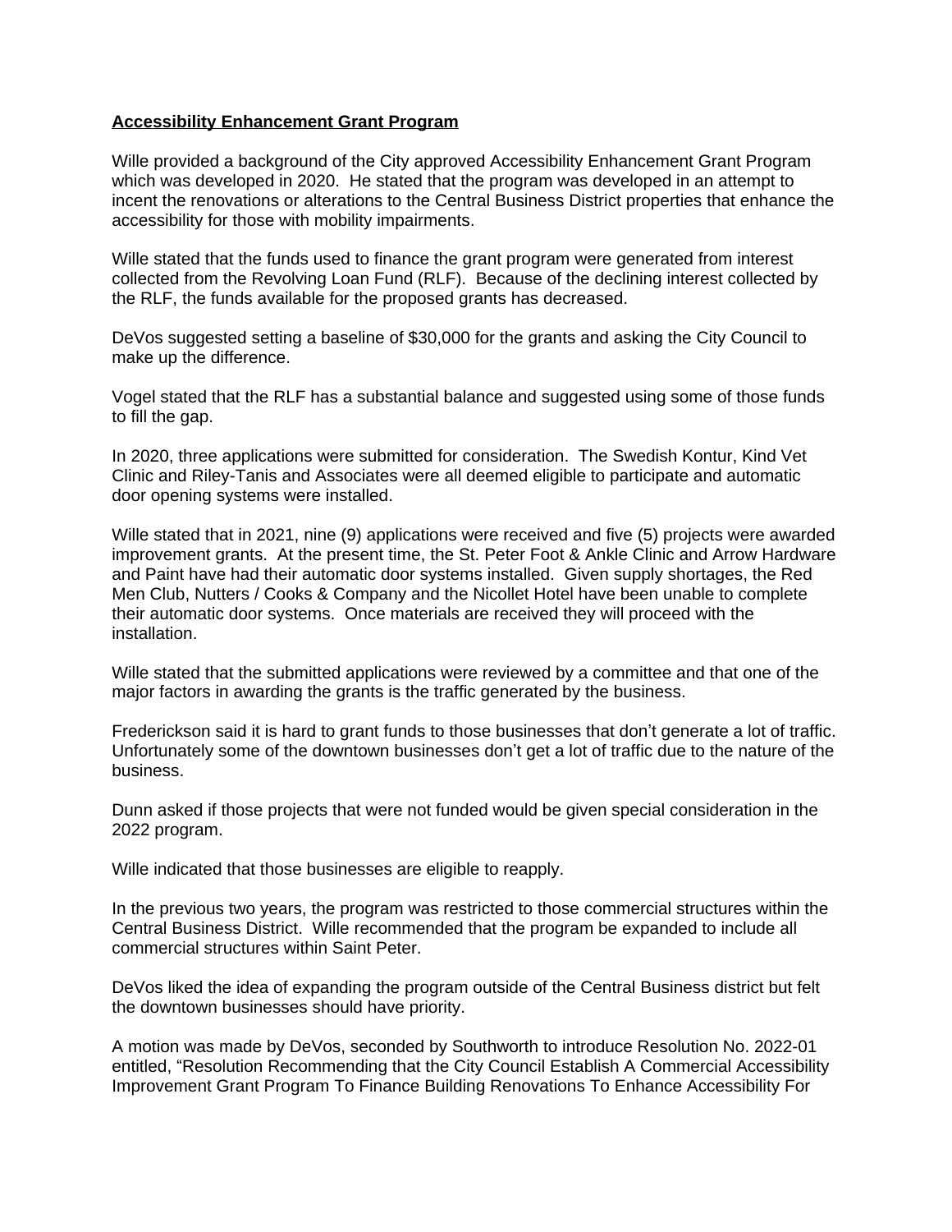**Accessibility Enhancement Grant Program**

Wille provided a background of the City approved Accessibility Enhancement Grant Program which was developed in 2020. He stated that the program was developed in an attempt to incent the renovations or alterations to the Central Business District properties that enhance the accessibility for those with mobility impairments.

Wille stated that the funds used to finance the grant program were generated from interest collected from the Revolving Loan Fund (RLF). Because of the declining interest collected by the RLF, the funds available for the proposed grants has decreased.

DeVos suggested setting a baseline of $30,000 for the grants and asking the City Council to make up the difference.

Vogel stated that the RLF has a substantial balance and suggested using some of those funds to fill the gap.

In 2020, three applications were submitted for consideration. The Swedish Kontur, Kind Vet Clinic and Riley-Tanis and Associates were all deemed eligible to participate and automatic door opening systems were installed.

Wille stated that in 2021, nine (9) applications were received and five (5) projects were awarded improvement grants. At the present time, the St. Peter Foot & Ankle Clinic and Arrow Hardware and Paint have had their automatic door systems installed. Given supply shortages, the Red Men Club, Nutters / Cooks & Company and the Nicollet Hotel have been unable to complete their automatic door systems. Once materials are received they will proceed with the installation.

Wille stated that the submitted applications were reviewed by a committee and that one of the major factors in awarding the grants is the traffic generated by the business.

Frederickson said it is hard to grant funds to those businesses that don't generate a lot of traffic. Unfortunately some of the downtown businesses don't get a lot of traffic due to the nature of the business.

Dunn asked if those projects that were not funded would be given special consideration in the 2022 program.

Wille indicated that those businesses are eligible to reapply.

In the previous two years, the program was restricted to those commercial structures within the Central Business District. Wille recommended that the program be expanded to include all commercial structures within Saint Peter.

DeVos liked the idea of expanding the program outside of the Central Business district but felt the downtown businesses should have priority.

A motion was made by DeVos, seconded by Southworth to introduce Resolution No. 2022-01 entitled, "Resolution Recommending that the City Council Establish A Commercial Accessibility Improvement Grant Program To Finance Building Renovations To Enhance Accessibility For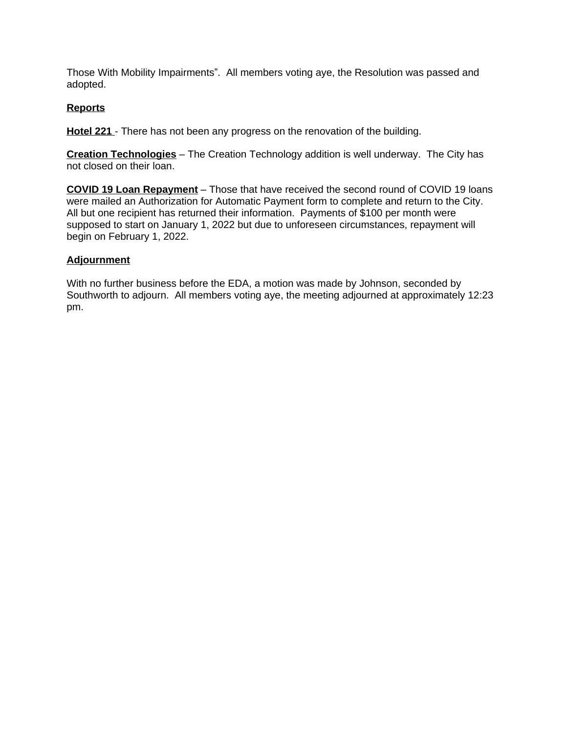Those With Mobility Impairments". All members voting aye, the Resolution was passed and adopted.

**Reports**

**Hotel 221** - There has not been any progress on the renovation of the building.

**Creation Technologies** – The Creation Technology addition is well underway. The City has not closed on their loan.

**COVID 19 Loan Repayment** – Those that have received the second round of COVID 19 loans were mailed an Authorization for Automatic Payment form to complete and return to the City. All but one recipient has returned their information. Payments of $100 per month were supposed to start on January 1, 2022 but due to unforeseen circumstances, repayment will begin on February 1, 2022.

**Adjournment**

With no further business before the EDA, a motion was made by Johnson, seconded by Southworth to adjourn. All members voting aye, the meeting adjourned at approximately 12:23 pm.